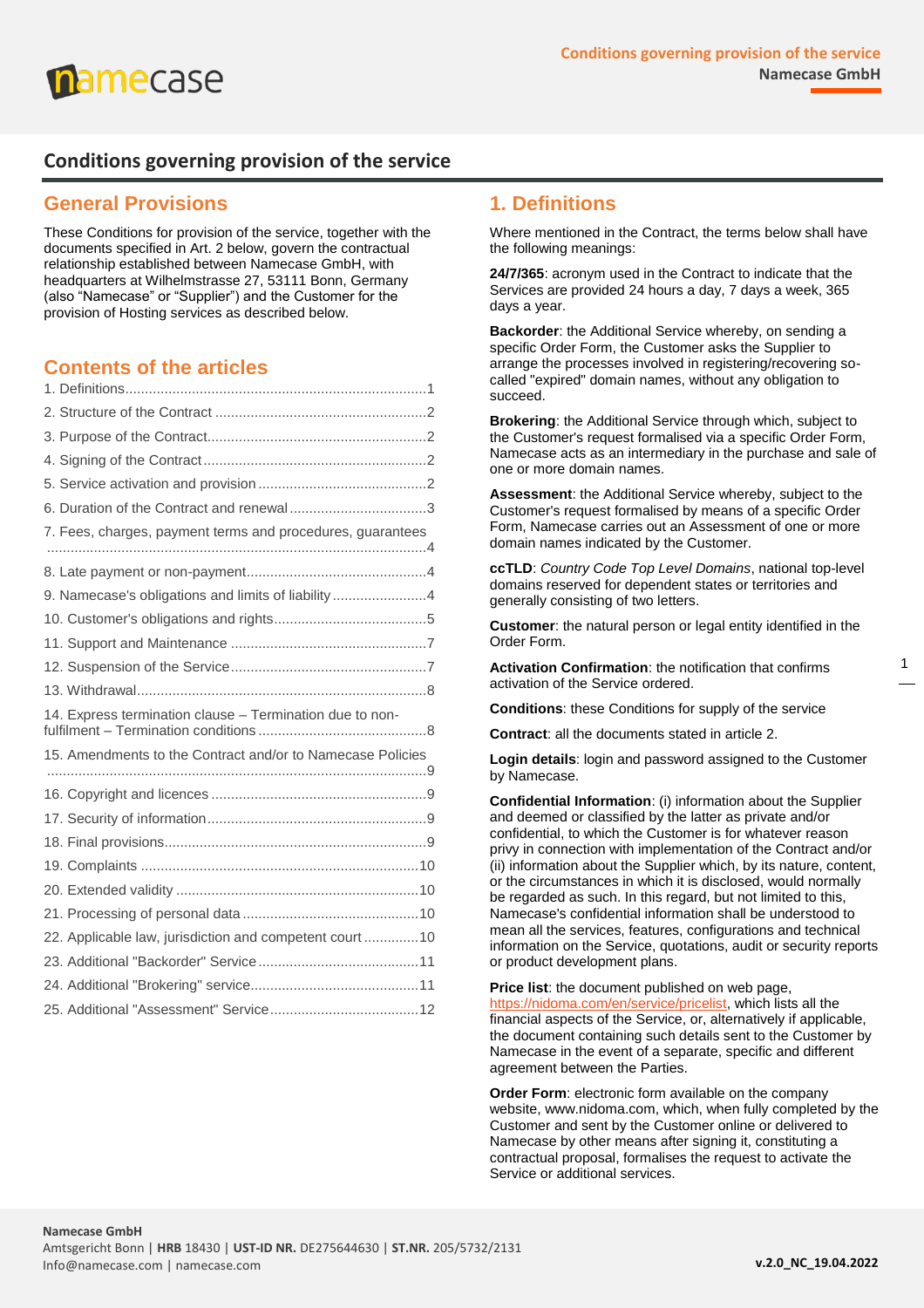# Conditions governing provision of the service

## General Provisions

These Conditions for provision of the service, together with the documents specified in Art. 2 below, govern the contractual relationship established between Namecase GmbH, with headquarters at Wilhelmstrasse 27, 53111 Bonn, Germany (also "Namecase" or "Supplier") and the Customer for the provision of Hosting services as described below.

## Contents of the articles

1. Definitions ........ 1
2. Structure of the Contract ........ 2
3. Purpose of the Contract ........ 2
4. Signing of the Contract ........ 2
5. Service activation and provision ........ 2
6. Duration of the Contract and renewal ........ 3
7. Fees, charges, payment terms and procedures, guarantees ........ 4
8. Late payment or non-payment ........ 4
9. Namecase's obligations and limits of liability ........ 4
10. Customer's obligations and rights ........ 5
11. Support and Maintenance ........ 7
12. Suspension of the Service ........ 7
13. Withdrawal ........ 8
14. Express termination clause – Termination due to non-fulfilment – Termination conditions ........ 8
15. Amendments to the Contract and/or to Namecase Policies ........ 9
16. Copyright and licences ........ 9
17. Security of information ........ 9
18. Final provisions ........ 9
19. Complaints ........ 10
20. Extended validity ........ 10
21. Processing of personal data ........ 10
22. Applicable law, jurisdiction and competent court ........ 10
23. Additional "Backorder" Service ........ 11
24. Additional "Brokering" service ........ 11
25. Additional "Assessment" Service ........ 12

## 1. Definitions

Where mentioned in the Contract, the terms below shall have the following meanings:

**24/7/365**: acronym used in the Contract to indicate that the Services are provided 24 hours a day, 7 days a week, 365 days a year.

**Backorder**: the Additional Service whereby, on sending a specific Order Form, the Customer asks the Supplier to arrange the processes involved in registering/recovering so-called "expired" domain names, without any obligation to succeed.

**Brokering**: the Additional Service through which, subject to the Customer's request formalised via a specific Order Form, Namecase acts as an intermediary in the purchase and sale of one or more domain names.

**Assessment**: the Additional Service whereby, subject to the Customer's request formalised by means of a specific Order Form, Namecase carries out an Assessment of one or more domain names indicated by the Customer.

**ccTLD**: *Country Code Top Level Domains*, national top-level domains reserved for dependent states or territories and generally consisting of two letters.

**Customer**: the natural person or legal entity identified in the Order Form.

**Activation Confirmation**: the notification that confirms activation of the Service ordered.

**Conditions**: these Conditions for supply of the service

**Contract**: all the documents stated in article 2.

**Login details**: login and password assigned to the Customer by Namecase.

**Confidential Information**: (i) information about the Supplier and deemed or classified by the latter as private and/or confidential, to which the Customer is for whatever reason privy in connection with implementation of the Contract and/or (ii) information about the Supplier which, by its nature, content, or the circumstances in which it is disclosed, would normally be regarded as such. In this regard, but not limited to this, Namecase's confidential information shall be understood to mean all the services, features, configurations and technical information on the Service, quotations, audit or security reports or product development plans.

**Price list**: the document published on web page, https://nidoma.com/en/service/pricelist, which lists all the financial aspects of the Service, or, alternatively if applicable, the document containing such details sent to the Customer by Namecase in the event of a separate, specific and different agreement between the Parties.

**Order Form**: electronic form available on the company website, www.nidoma.com, which, when fully completed by the Customer and sent by the Customer online or delivered to Namecase by other means after signing it, constituting a contractual proposal, formalises the request to activate the Service or additional services.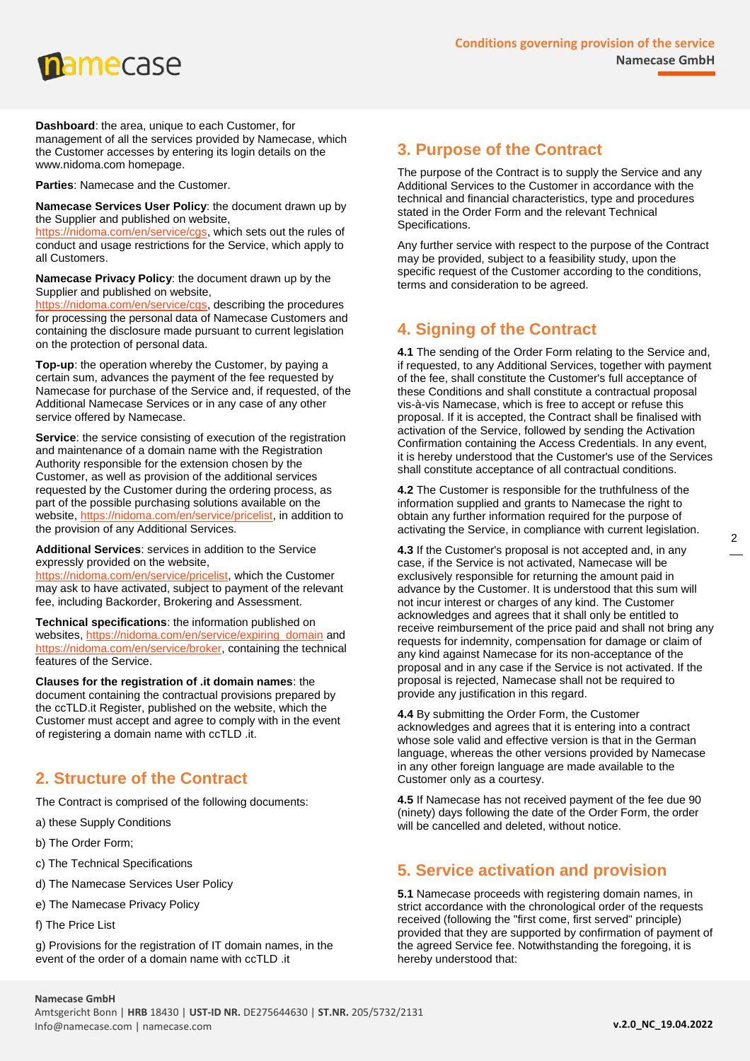**Dashboard**: the area, unique to each Customer, for management of all the services provided by Namecase, which the Customer accesses by entering its login details on the www.nidoma.com homepage.

**Parties**: Namecase and the Customer.

**Namecase Services User Policy**: the document drawn up by the Supplier and published on website, https://nidoma.com/en/service/cgs, which sets out the rules of conduct and usage restrictions for the Service, which apply to all Customers.

**Namecase Privacy Policy**: the document drawn up by the Supplier and published on website, https://nidoma.com/en/service/cgs, describing the procedures for processing the personal data of Namecase Customers and containing the disclosure made pursuant to current legislation on the protection of personal data.

**Top-up**: the operation whereby the Customer, by paying a certain sum, advances the payment of the fee requested by Namecase for purchase of the Service and, if requested, of the Additional Namecase Services or in any case of any other service offered by Namecase.

**Service**: the service consisting of execution of the registration and maintenance of a domain name with the Registration Authority responsible for the extension chosen by the Customer, as well as provision of the additional services requested by the Customer during the ordering process, as part of the possible purchasing solutions available on the website, https://nidoma.com/en/service/pricelist, in addition to the provision of any Additional Services.

**Additional Services**: services in addition to the Service expressly provided on the website, https://nidoma.com/en/service/pricelist, which the Customer may ask to have activated, subject to payment of the relevant fee, including Backorder, Brokering and Assessment.

**Technical specifications**: the information published on websites, https://nidoma.com/en/service/expiring_domain and https://nidoma.com/en/service/broker, containing the technical features of the Service.

**Clauses for the registration of .it domain names**: the document containing the contractual provisions prepared by the ccTLD.it Register, published on the website, which the Customer must accept and agree to comply with in the event of registering a domain name with ccTLD .it.

## 2. Structure of the Contract

The Contract is comprised of the following documents:

a) these Supply Conditions

b) The Order Form;

c) The Technical Specifications

d) The Namecase Services User Policy

e) The Namecase Privacy Policy

f) The Price List

g) Provisions for the registration of IT domain names, in the event of the order of a domain name with ccTLD .it

## 3. Purpose of the Contract

The purpose of the Contract is to supply the Service and any Additional Services to the Customer in accordance with the technical and financial characteristics, type and procedures stated in the Order Form and the relevant Technical Specifications.

Any further service with respect to the purpose of the Contract may be provided, subject to a feasibility study, upon the specific request of the Customer according to the conditions, terms and consideration to be agreed.

## 4. Signing of the Contract

**4.1** The sending of the Order Form relating to the Service and, if requested, to any Additional Services, together with payment of the fee, shall constitute the Customer's full acceptance of these Conditions and shall constitute a contractual proposal vis-à-vis Namecase, which is free to accept or refuse this proposal. If it is accepted, the Contract shall be finalised with activation of the Service, followed by sending the Activation Confirmation containing the Access Credentials. In any event, it is hereby understood that the Customer's use of the Services shall constitute acceptance of all contractual conditions.

**4.2** The Customer is responsible for the truthfulness of the information supplied and grants to Namecase the right to obtain any further information required for the purpose of activating the Service, in compliance with current legislation.

**4.3** If the Customer's proposal is not accepted and, in any case, if the Service is not activated, Namecase will be exclusively responsible for returning the amount paid in advance by the Customer. It is understood that this sum will not incur interest or charges of any kind. The Customer acknowledges and agrees that it shall only be entitled to receive reimbursement of the price paid and shall not bring any requests for indemnity, compensation for damage or claim of any kind against Namecase for its non-acceptance of the proposal and in any case if the Service is not activated. If the proposal is rejected, Namecase shall not be required to provide any justification in this regard.

**4.4** By submitting the Order Form, the Customer acknowledges and agrees that it is entering into a contract whose sole valid and effective version is that in the German language, whereas the other versions provided by Namecase in any other foreign language are made available to the Customer only as a courtesy.

**4.5** If Namecase has not received payment of the fee due 90 (ninety) days following the date of the Order Form, the order will be cancelled and deleted, without notice.

## 5. Service activation and provision

**5.1** Namecase proceeds with registering domain names, in strict accordance with the chronological order of the requests received (following the "first come, first served" principle) provided that they are supported by confirmation of payment of the agreed Service fee. Notwithstanding the foregoing, it is hereby understood that: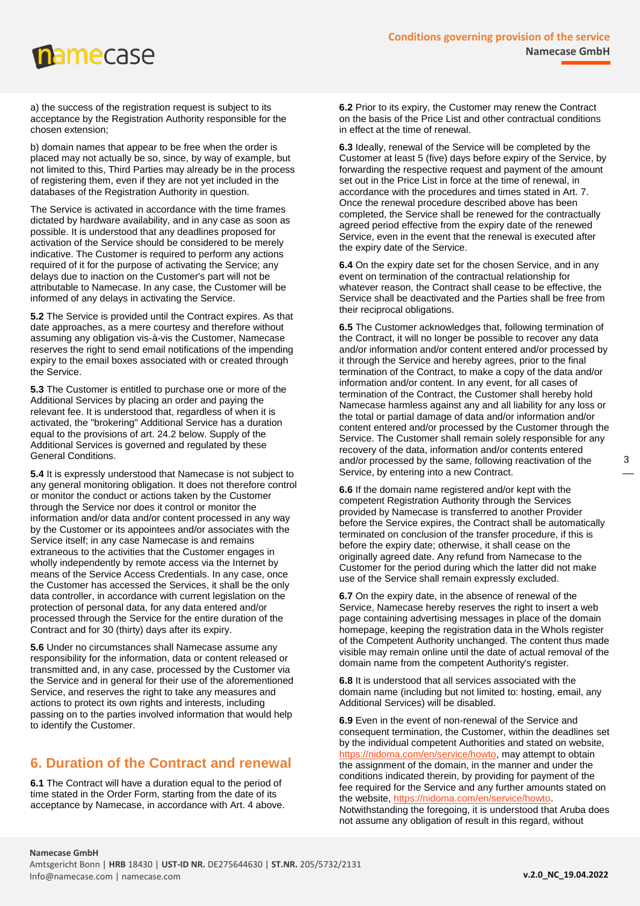a) the success of the registration request is subject to its acceptance by the Registration Authority responsible for the chosen extension;

b) domain names that appear to be free when the order is placed may not actually be so, since, by way of example, but not limited to this, Third Parties may already be in the process of registering them, even if they are not yet included in the databases of the Registration Authority in question.

The Service is activated in accordance with the time frames dictated by hardware availability, and in any case as soon as possible. It is understood that any deadlines proposed for activation of the Service should be considered to be merely indicative. The Customer is required to perform any actions required of it for the purpose of activating the Service; any delays due to inaction on the Customer's part will not be attributable to Namecase. In any case, the Customer will be informed of any delays in activating the Service.

**5.2** The Service is provided until the Contract expires. As that date approaches, as a mere courtesy and therefore without assuming any obligation vis-à-vis the Customer, Namecase reserves the right to send email notifications of the impending expiry to the email boxes associated with or created through the Service.

**5.3** The Customer is entitled to purchase one or more of the Additional Services by placing an order and paying the relevant fee. It is understood that, regardless of when it is activated, the "brokering" Additional Service has a duration equal to the provisions of art. 24.2 below. Supply of the Additional Services is governed and regulated by these General Conditions.

**5.4** It is expressly understood that Namecase is not subject to any general monitoring obligation. It does not therefore control or monitor the conduct or actions taken by the Customer through the Service nor does it control or monitor the information and/or data and/or content processed in any way by the Customer or its appointees and/or associates with the Service itself; in any case Namecase is and remains extraneous to the activities that the Customer engages in wholly independently by remote access via the Internet by means of the Service Access Credentials. In any case, once the Customer has accessed the Services, it shall be the only data controller, in accordance with current legislation on the protection of personal data, for any data entered and/or processed through the Service for the entire duration of the Contract and for 30 (thirty) days after its expiry.

**5.6** Under no circumstances shall Namecase assume any responsibility for the information, data or content released or transmitted and, in any case, processed by the Customer via the Service and in general for their use of the aforementioned Service, and reserves the right to take any measures and actions to protect its own rights and interests, including passing on to the parties involved information that would help to identify the Customer.

## 6. Duration of the Contract and renewal

**6.1** The Contract will have a duration equal to the period of time stated in the Order Form, starting from the date of its acceptance by Namecase, in accordance with Art. 4 above.

**6.2** Prior to its expiry, the Customer may renew the Contract on the basis of the Price List and other contractual conditions in effect at the time of renewal.

**6.3** Ideally, renewal of the Service will be completed by the Customer at least 5 (five) days before expiry of the Service, by forwarding the respective request and payment of the amount set out in the Price List in force at the time of renewal, in accordance with the procedures and times stated in Art. 7. Once the renewal procedure described above has been completed, the Service shall be renewed for the contractually agreed period effective from the expiry date of the renewed Service, even in the event that the renewal is executed after the expiry date of the Service.

**6.4** On the expiry date set for the chosen Service, and in any event on termination of the contractual relationship for whatever reason, the Contract shall cease to be effective, the Service shall be deactivated and the Parties shall be free from their reciprocal obligations.

**6.5** The Customer acknowledges that, following termination of the Contract, it will no longer be possible to recover any data and/or information and/or content entered and/or processed by it through the Service and hereby agrees, prior to the final termination of the Contract, to make a copy of the data and/or information and/or content. In any event, for all cases of termination of the Contract, the Customer shall hereby hold Namecase harmless against any and all liability for any loss or the total or partial damage of data and/or information and/or content entered and/or processed by the Customer through the Service. The Customer shall remain solely responsible for any recovery of the data, information and/or contents entered and/or processed by the same, following reactivation of the Service, by entering into a new Contract.

**6.6** If the domain name registered and/or kept with the competent Registration Authority through the Services provided by Namecase is transferred to another Provider before the Service expires, the Contract shall be automatically terminated on conclusion of the transfer procedure, if this is before the expiry date; otherwise, it shall cease on the originally agreed date. Any refund from Namecase to the Customer for the period during which the latter did not make use of the Service shall remain expressly excluded.

**6.7** On the expiry date, in the absence of renewal of the Service, Namecase hereby reserves the right to insert a web page containing advertising messages in place of the domain homepage, keeping the registration data in the WhoIs register of the Competent Authority unchanged. The content thus made visible may remain online until the date of actual removal of the domain name from the competent Authority's register.

**6.8** It is understood that all services associated with the domain name (including but not limited to: hosting, email, any Additional Services) will be disabled.

**6.9** Even in the event of non-renewal of the Service and consequent termination, the Customer, within the deadlines set by the individual competent Authorities and stated on website, https://nidoma.com/en/service/howto, may attempt to obtain the assignment of the domain, in the manner and under the conditions indicated therein, by providing for payment of the fee required for the Service and any further amounts stated on the website, https://nidoma.com/en/service/howto. Notwithstanding the foregoing, it is understood that Aruba does not assume any obligation of result in this regard, without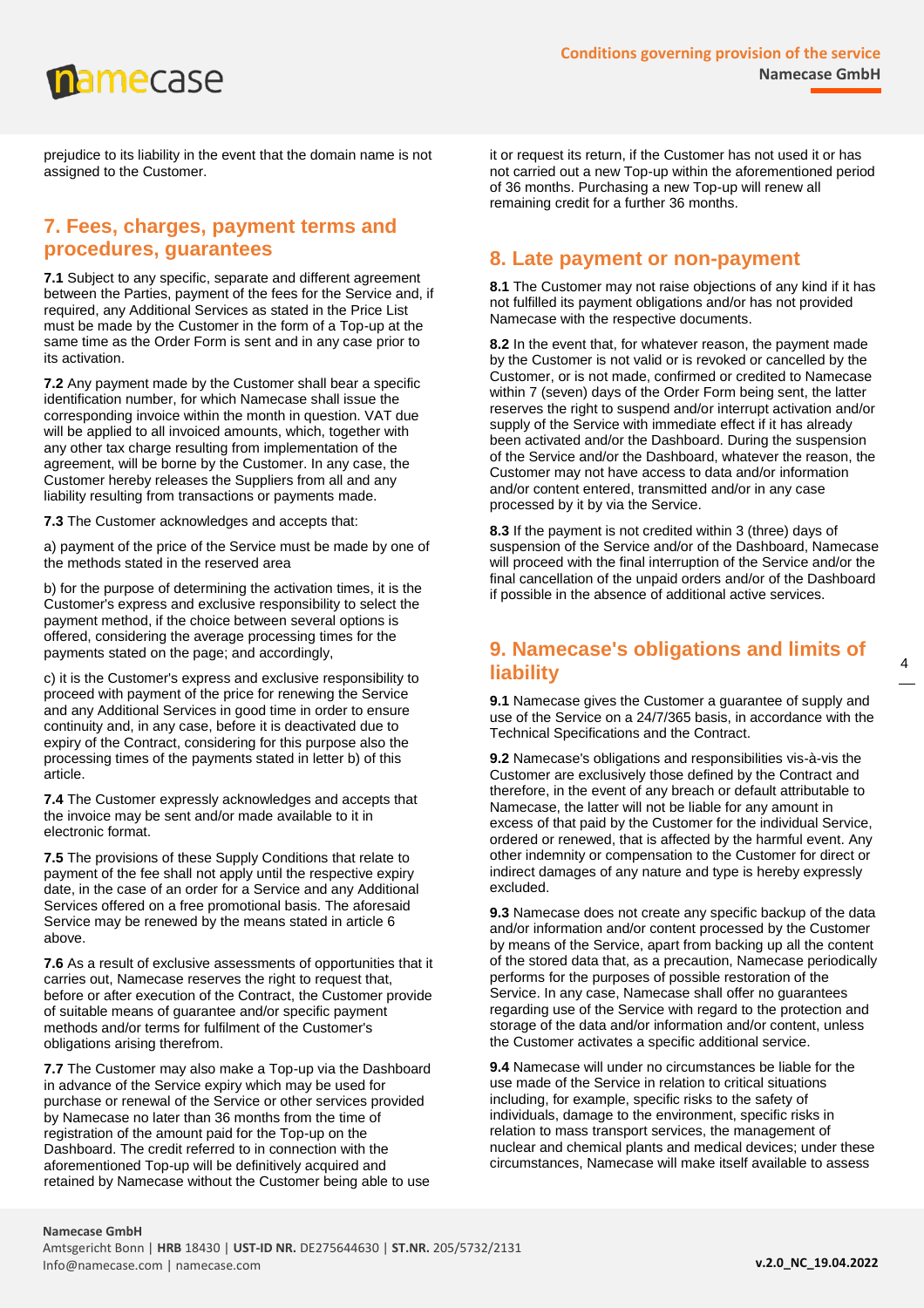prejudice to its liability in the event that the domain name is not assigned to the Customer.

## 7. Fees, charges, payment terms and procedures, guarantees

**7.1** Subject to any specific, separate and different agreement between the Parties, payment of the fees for the Service and, if required, any Additional Services as stated in the Price List must be made by the Customer in the form of a Top-up at the same time as the Order Form is sent and in any case prior to its activation.

**7.2** Any payment made by the Customer shall bear a specific identification number, for which Namecase shall issue the corresponding invoice within the month in question. VAT due will be applied to all invoiced amounts, which, together with any other tax charge resulting from implementation of the agreement, will be borne by the Customer. In any case, the Customer hereby releases the Suppliers from all and any liability resulting from transactions or payments made.

**7.3** The Customer acknowledges and accepts that:

a) payment of the price of the Service must be made by one of the methods stated in the reserved area

b) for the purpose of determining the activation times, it is the Customer's express and exclusive responsibility to select the payment method, if the choice between several options is offered, considering the average processing times for the payments stated on the page; and accordingly,

c) it is the Customer's express and exclusive responsibility to proceed with payment of the price for renewing the Service and any Additional Services in good time in order to ensure continuity and, in any case, before it is deactivated due to expiry of the Contract, considering for this purpose also the processing times of the payments stated in letter b) of this article.

**7.4** The Customer expressly acknowledges and accepts that the invoice may be sent and/or made available to it in electronic format.

**7.5** The provisions of these Supply Conditions that relate to payment of the fee shall not apply until the respective expiry date, in the case of an order for a Service and any Additional Services offered on a free promotional basis. The aforesaid Service may be renewed by the means stated in article 6 above.

**7.6** As a result of exclusive assessments of opportunities that it carries out, Namecase reserves the right to request that, before or after execution of the Contract, the Customer provide of suitable means of guarantee and/or specific payment methods and/or terms for fulfilment of the Customer's obligations arising therefrom.

**7.7** The Customer may also make a Top-up via the Dashboard in advance of the Service expiry which may be used for purchase or renewal of the Service or other services provided by Namecase no later than 36 months from the time of registration of the amount paid for the Top-up on the Dashboard. The credit referred to in connection with the aforementioned Top-up will be definitively acquired and retained by Namecase without the Customer being able to use it or request its return, if the Customer has not used it or has not carried out a new Top-up within the aforementioned period of 36 months. Purchasing a new Top-up will renew all remaining credit for a further 36 months.

## 8. Late payment or non-payment

**8.1** The Customer may not raise objections of any kind if it has not fulfilled its payment obligations and/or has not provided Namecase with the respective documents.

**8.2** In the event that, for whatever reason, the payment made by the Customer is not valid or is revoked or cancelled by the Customer, or is not made, confirmed or credited to Namecase within 7 (seven) days of the Order Form being sent, the latter reserves the right to suspend and/or interrupt activation and/or supply of the Service with immediate effect if it has already been activated and/or the Dashboard. During the suspension of the Service and/or the Dashboard, whatever the reason, the Customer may not have access to data and/or information and/or content entered, transmitted and/or in any case processed by it by via the Service.

**8.3** If the payment is not credited within 3 (three) days of suspension of the Service and/or of the Dashboard, Namecase will proceed with the final interruption of the Service and/or the final cancellation of the unpaid orders and/or of the Dashboard if possible in the absence of additional active services.

## 9. Namecase's obligations and limits of liability

**9.1** Namecase gives the Customer a guarantee of supply and use of the Service on a 24/7/365 basis, in accordance with the Technical Specifications and the Contract.

**9.2** Namecase's obligations and responsibilities vis-à-vis the Customer are exclusively those defined by the Contract and therefore, in the event of any breach or default attributable to Namecase, the latter will not be liable for any amount in excess of that paid by the Customer for the individual Service, ordered or renewed, that is affected by the harmful event. Any other indemnity or compensation to the Customer for direct or indirect damages of any nature and type is hereby expressly excluded.

**9.3** Namecase does not create any specific backup of the data and/or information and/or content processed by the Customer by means of the Service, apart from backing up all the content of the stored data that, as a precaution, Namecase periodically performs for the purposes of possible restoration of the Service. In any case, Namecase shall offer no guarantees regarding use of the Service with regard to the protection and storage of the data and/or information and/or content, unless the Customer activates a specific additional service.

**9.4** Namecase will under no circumstances be liable for the use made of the Service in relation to critical situations including, for example, specific risks to the safety of individuals, damage to the environment, specific risks in relation to mass transport services, the management of nuclear and chemical plants and medical devices; under these circumstances, Namecase will make itself available to assess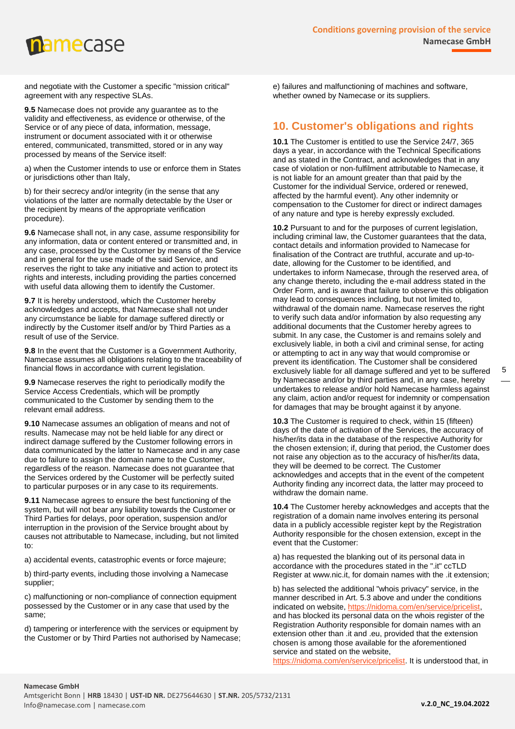and negotiate with the Customer a specific "mission critical" agreement with any respective SLAs.

**9.5** Namecase does not provide any guarantee as to the validity and effectiveness, as evidence or otherwise, of the Service or of any piece of data, information, message, instrument or document associated with it or otherwise entered, communicated, transmitted, stored or in any way processed by means of the Service itself:

a) when the Customer intends to use or enforce them in States or jurisdictions other than Italy,

b) for their secrecy and/or integrity (in the sense that any violations of the latter are normally detectable by the User or the recipient by means of the appropriate verification procedure).

**9.6** Namecase shall not, in any case, assume responsibility for any information, data or content entered or transmitted and, in any case, processed by the Customer by means of the Service and in general for the use made of the said Service, and reserves the right to take any initiative and action to protect its rights and interests, including providing the parties concerned with useful data allowing them to identify the Customer.

**9.7** It is hereby understood, which the Customer hereby acknowledges and accepts, that Namecase shall not under any circumstance be liable for damage suffered directly or indirectly by the Customer itself and/or by Third Parties as a result of use of the Service.

**9.8** In the event that the Customer is a Government Authority, Namecase assumes all obligations relating to the traceability of financial flows in accordance with current legislation.

**9.9** Namecase reserves the right to periodically modify the Service Access Credentials, which will be promptly communicated to the Customer by sending them to the relevant email address.

**9.10** Namecase assumes an obligation of means and not of results. Namecase may not be held liable for any direct or indirect damage suffered by the Customer following errors in data communicated by the latter to Namecase and in any case due to failure to assign the domain name to the Customer, regardless of the reason. Namecase does not guarantee that the Services ordered by the Customer will be perfectly suited to particular purposes or in any case to its requirements.

**9.11** Namecase agrees to ensure the best functioning of the system, but will not bear any liability towards the Customer or Third Parties for delays, poor operation, suspension and/or interruption in the provision of the Service brought about by causes not attributable to Namecase, including, but not limited to:

a) accidental events, catastrophic events or force majeure;

b) third-party events, including those involving a Namecase supplier;

c) malfunctioning or non-compliance of connection equipment possessed by the Customer or in any case that used by the same;

d) tampering or interference with the services or equipment by the Customer or by Third Parties not authorised by Namecase;

e) failures and malfunctioning of machines and software, whether owned by Namecase or its suppliers.

## 10. Customer's obligations and rights

**10.1** The Customer is entitled to use the Service 24/7, 365 days a year, in accordance with the Technical Specifications and as stated in the Contract, and acknowledges that in any case of violation or non-fulfilment attributable to Namecase, it is not liable for an amount greater than that paid by the Customer for the individual Service, ordered or renewed, affected by the harmful event). Any other indemnity or compensation to the Customer for direct or indirect damages of any nature and type is hereby expressly excluded.

**10.2** Pursuant to and for the purposes of current legislation, including criminal law, the Customer guarantees that the data, contact details and information provided to Namecase for finalisation of the Contract are truthful, accurate and up-to-date, allowing for the Customer to be identified, and undertakes to inform Namecase, through the reserved area, of any change thereto, including the e-mail address stated in the Order Form, and is aware that failure to observe this obligation may lead to consequences including, but not limited to, withdrawal of the domain name. Namecase reserves the right to verify such data and/or information by also requesting any additional documents that the Customer hereby agrees to submit. In any case, the Customer is and remains solely and exclusively liable, in both a civil and criminal sense, for acting or attempting to act in any way that would compromise or prevent its identification. The Customer shall be considered exclusively liable for all damage suffered and yet to be suffered by Namecase and/or by third parties and, in any case, hereby undertakes to release and/or hold Namecase harmless against any claim, action and/or request for indemnity or compensation for damages that may be brought against it by anyone.

**10.3** The Customer is required to check, within 15 (fifteen) days of the date of activation of the Services, the accuracy of his/her/its data in the database of the respective Authority for the chosen extension; if, during that period, the Customer does not raise any objection as to the accuracy of his/her/its data, they will be deemed to be correct. The Customer acknowledges and accepts that in the event of the competent Authority finding any incorrect data, the latter may proceed to withdraw the domain name.

**10.4** The Customer hereby acknowledges and accepts that the registration of a domain name involves entering its personal data in a publicly accessible register kept by the Registration Authority responsible for the chosen extension, except in the event that the Customer:

a) has requested the blanking out of its personal data in accordance with the procedures stated in the ".it" ccTLD Register at www.nic.it, for domain names with the .it extension;

b) has selected the additional "whois privacy" service, in the manner described in Art. 5.3 above and under the conditions indicated on website, https://nidoma.com/en/service/pricelist, and has blocked its personal data on the whois register of the Registration Authority responsible for domain names with an extension other than .it and .eu, provided that the extension chosen is among those available for the aforementioned service and stated on the website, https://nidoma.com/en/service/pricelist. It is understood that, in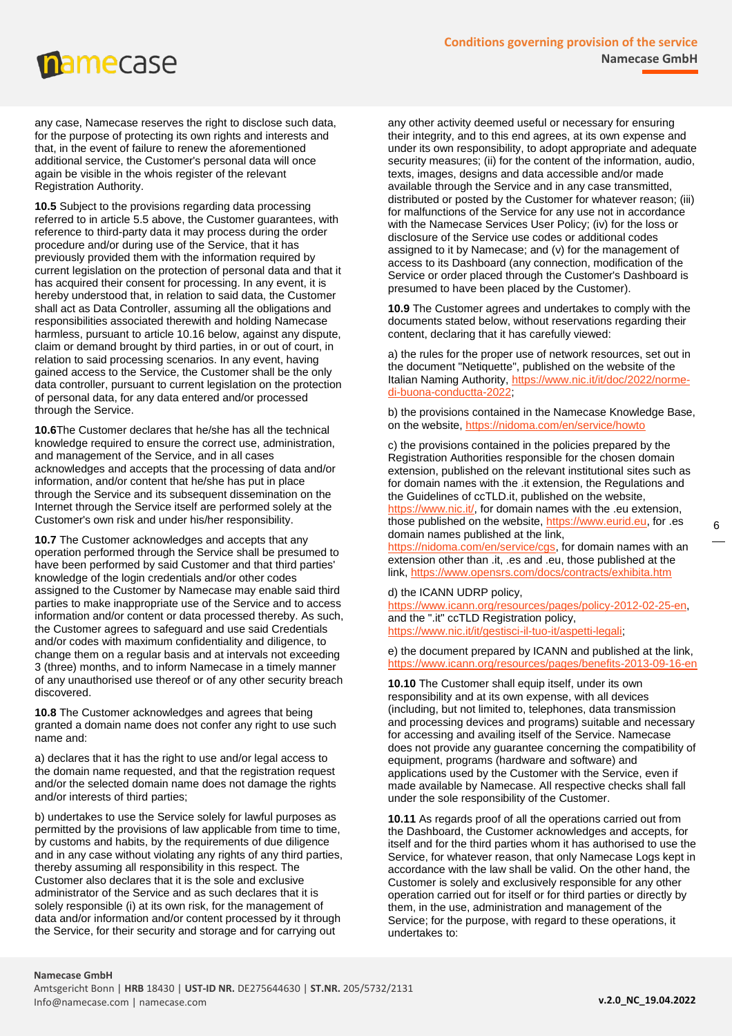any case, Namecase reserves the right to disclose such data, for the purpose of protecting its own rights and interests and that, in the event of failure to renew the aforementioned additional service, the Customer's personal data will once again be visible in the whois register of the relevant Registration Authority.

**10.5** Subject to the provisions regarding data processing referred to in article 5.5 above, the Customer guarantees, with reference to third-party data it may process during the order procedure and/or during use of the Service, that it has previously provided them with the information required by current legislation on the protection of personal data and that it has acquired their consent for processing. In any event, it is hereby understood that, in relation to said data, the Customer shall act as Data Controller, assuming all the obligations and responsibilities associated therewith and holding Namecase harmless, pursuant to article 10.16 below, against any dispute, claim or demand brought by third parties, in or out of court, in relation to said processing scenarios. In any event, having gained access to the Service, the Customer shall be the only data controller, pursuant to current legislation on the protection of personal data, for any data entered and/or processed through the Service.

**10.6**The Customer declares that he/she has all the technical knowledge required to ensure the correct use, administration, and management of the Service, and in all cases acknowledges and accepts that the processing of data and/or information, and/or content that he/she has put in place through the Service and its subsequent dissemination on the Internet through the Service itself are performed solely at the Customer's own risk and under his/her responsibility.

**10.7** The Customer acknowledges and accepts that any operation performed through the Service shall be presumed to have been performed by said Customer and that third parties' knowledge of the login credentials and/or other codes assigned to the Customer by Namecase may enable said third parties to make inappropriate use of the Service and to access information and/or content or data processed thereby. As such, the Customer agrees to safeguard and use said Credentials and/or codes with maximum confidentiality and diligence, to change them on a regular basis and at intervals not exceeding 3 (three) months, and to inform Namecase in a timely manner of any unauthorised use thereof or of any other security breach discovered.

**10.8** The Customer acknowledges and agrees that being granted a domain name does not confer any right to use such name and:

a) declares that it has the right to use and/or legal access to the domain name requested, and that the registration request and/or the selected domain name does not damage the rights and/or interests of third parties;

b) undertakes to use the Service solely for lawful purposes as permitted by the provisions of law applicable from time to time, by customs and habits, by the requirements of due diligence and in any case without violating any rights of any third parties, thereby assuming all responsibility in this respect. The Customer also declares that it is the sole and exclusive administrator of the Service and as such declares that it is solely responsible (i) at its own risk, for the management of data and/or information and/or content processed by it through the Service, for their security and storage and for carrying out any other activity deemed useful or necessary for ensuring their integrity, and to this end agrees, at its own expense and under its own responsibility, to adopt appropriate and adequate security measures; (ii) for the content of the information, audio, texts, images, designs and data accessible and/or made available through the Service and in any case transmitted, distributed or posted by the Customer for whatever reason; (iii) for malfunctions of the Service for any use not in accordance with the Namecase Services User Policy; (iv) for the loss or disclosure of the Service use codes or additional codes assigned to it by Namecase; and (v) for the management of access to its Dashboard (any connection, modification of the Service or order placed through the Customer's Dashboard is presumed to have been placed by the Customer).

**10.9** The Customer agrees and undertakes to comply with the documents stated below, without reservations regarding their content, declaring that it has carefully viewed:

a) the rules for the proper use of network resources, set out in the document "Netiquette", published on the website of the Italian Naming Authority, https://www.nic.it/it/doc/2022/norme-di-buona-conductta-2022;

b) the provisions contained in the Namecase Knowledge Base, on the website, https://nidoma.com/en/service/howto

c) the provisions contained in the policies prepared by the Registration Authorities responsible for the chosen domain extension, published on the relevant institutional sites such as for domain names with the .it extension, the Regulations and the Guidelines of ccTLD.it, published on the website, https://www.nic.it/, for domain names with the .eu extension, those published on the website, https://www.eurid.eu, for .es domain names published at the link, https://nidoma.com/en/service/cgs, for domain names with an extension other than .it, .es and .eu, those published at the link, https://www.opensrs.com/docs/contracts/exhibita.htm

d) the ICANN UDRP policy, https://www.icann.org/resources/pages/policy-2012-02-25-en, and the ".it" ccTLD Registration policy, https://www.nic.it/it/gestisci-il-tuo-it/aspetti-legali;

e) the document prepared by ICANN and published at the link, https://www.icann.org/resources/pages/benefits-2013-09-16-en

**10.10** The Customer shall equip itself, under its own responsibility and at its own expense, with all devices (including, but not limited to, telephones, data transmission and processing devices and programs) suitable and necessary for accessing and availing itself of the Service. Namecase does not provide any guarantee concerning the compatibility of equipment, programs (hardware and software) and applications used by the Customer with the Service, even if made available by Namecase. All respective checks shall fall under the sole responsibility of the Customer.

**10.11** As regards proof of all the operations carried out from the Dashboard, the Customer acknowledges and accepts, for itself and for the third parties whom it has authorised to use the Service, for whatever reason, that only Namecase Logs kept in accordance with the law shall be valid. On the other hand, the Customer is solely and exclusively responsible for any other operation carried out for itself or for third parties or directly by them, in the use, administration and management of the Service; for the purpose, with regard to these operations, it undertakes to: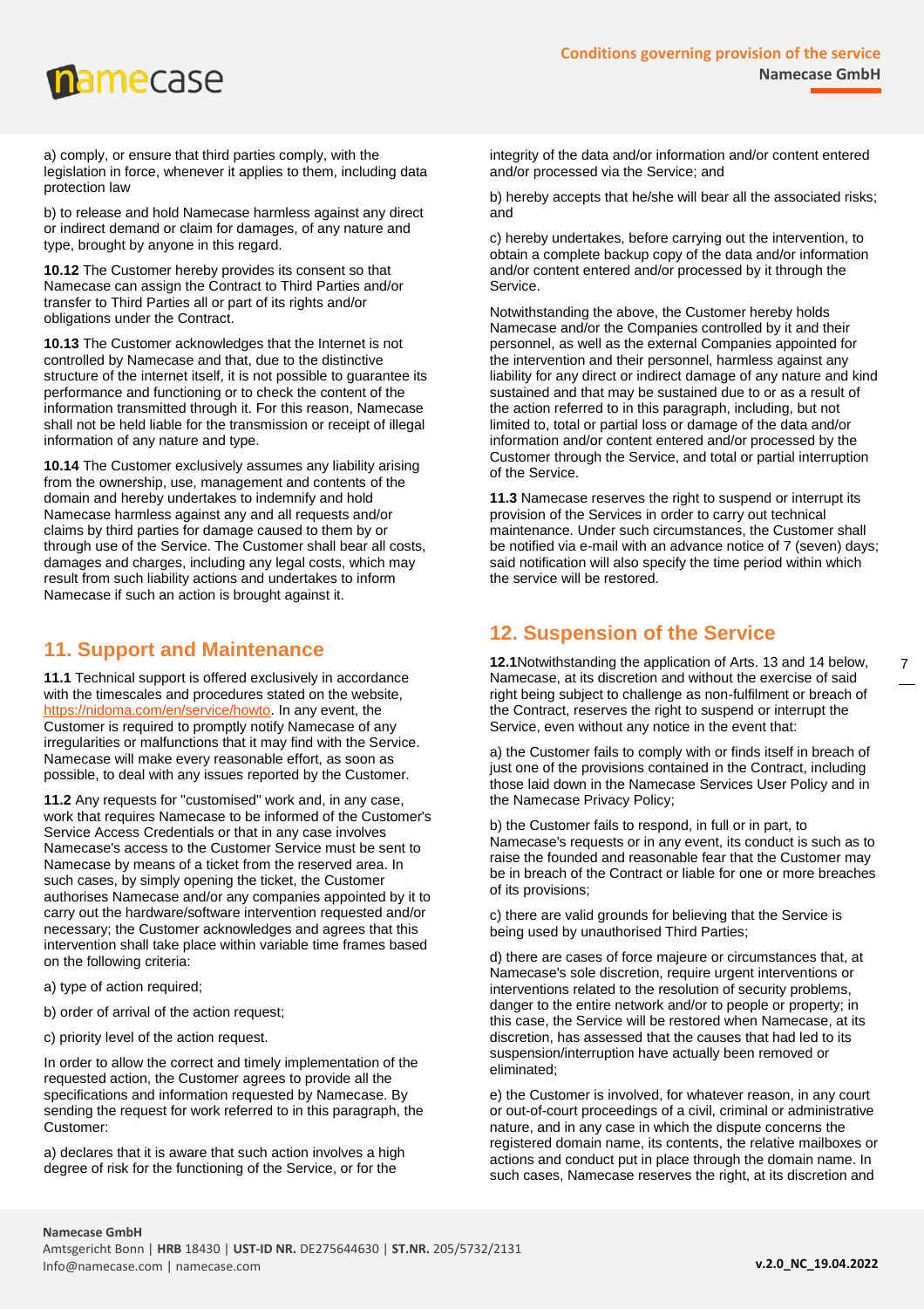a) comply, or ensure that third parties comply, with the legislation in force, whenever it applies to them, including data protection law

b) to release and hold Namecase harmless against any direct or indirect demand or claim for damages, of any nature and type, brought by anyone in this regard.

**10.12** The Customer hereby provides its consent so that Namecase can assign the Contract to Third Parties and/or transfer to Third Parties all or part of its rights and/or obligations under the Contract.

**10.13** The Customer acknowledges that the Internet is not controlled by Namecase and that, due to the distinctive structure of the internet itself, it is not possible to guarantee its performance and functioning or to check the content of the information transmitted through it. For this reason, Namecase shall not be held liable for the transmission or receipt of illegal information of any nature and type.

**10.14** The Customer exclusively assumes any liability arising from the ownership, use, management and contents of the domain and hereby undertakes to indemnify and hold Namecase harmless against any and all requests and/or claims by third parties for damage caused to them by or through use of the Service. The Customer shall bear all costs, damages and charges, including any legal costs, which may result from such liability actions and undertakes to inform Namecase if such an action is brought against it.

## 11. Support and Maintenance

**11.1** Technical support is offered exclusively in accordance with the timescales and procedures stated on the website, https://nidoma.com/en/service/howto. In any event, the Customer is required to promptly notify Namecase of any irregularities or malfunctions that it may find with the Service. Namecase will make every reasonable effort, as soon as possible, to deal with any issues reported by the Customer.

**11.2** Any requests for "customised" work and, in any case, work that requires Namecase to be informed of the Customer's Service Access Credentials or that in any case involves Namecase's access to the Customer Service must be sent to Namecase by means of a ticket from the reserved area. In such cases, by simply opening the ticket, the Customer authorises Namecase and/or any companies appointed by it to carry out the hardware/software intervention requested and/or necessary; the Customer acknowledges and agrees that this intervention shall take place within variable time frames based on the following criteria:

a) type of action required;

b) order of arrival of the action request;

c) priority level of the action request.

In order to allow the correct and timely implementation of the requested action, the Customer agrees to provide all the specifications and information requested by Namecase. By sending the request for work referred to in this paragraph, the Customer:

a) declares that it is aware that such action involves a high degree of risk for the functioning of the Service, or for the integrity of the data and/or information and/or content entered and/or processed via the Service; and

b) hereby accepts that he/she will bear all the associated risks; and

c) hereby undertakes, before carrying out the intervention, to obtain a complete backup copy of the data and/or information and/or content entered and/or processed by it through the Service.

Notwithstanding the above, the Customer hereby holds Namecase and/or the Companies controlled by it and their personnel, as well as the external Companies appointed for the intervention and their personnel, harmless against any liability for any direct or indirect damage of any nature and kind sustained and that may be sustained due to or as a result of the action referred to in this paragraph, including, but not limited to, total or partial loss or damage of the data and/or information and/or content entered and/or processed by the Customer through the Service, and total or partial interruption of the Service.

**11.3** Namecase reserves the right to suspend or interrupt its provision of the Services in order to carry out technical maintenance. Under such circumstances, the Customer shall be notified via e-mail with an advance notice of 7 (seven) days; said notification will also specify the time period within which the service will be restored.

## 12. Suspension of the Service

**12.1**Notwithstanding the application of Arts. 13 and 14 below, Namecase, at its discretion and without the exercise of said right being subject to challenge as non-fulfilment or breach of the Contract, reserves the right to suspend or interrupt the Service, even without any notice in the event that:

a) the Customer fails to comply with or finds itself in breach of just one of the provisions contained in the Contract, including those laid down in the Namecase Services User Policy and in the Namecase Privacy Policy;

b) the Customer fails to respond, in full or in part, to Namecase's requests or in any event, its conduct is such as to raise the founded and reasonable fear that the Customer may be in breach of the Contract or liable for one or more breaches of its provisions;

c) there are valid grounds for believing that the Service is being used by unauthorised Third Parties;

d) there are cases of force majeure or circumstances that, at Namecase's sole discretion, require urgent interventions or interventions related to the resolution of security problems, danger to the entire network and/or to people or property; in this case, the Service will be restored when Namecase, at its discretion, has assessed that the causes that had led to its suspension/interruption have actually been removed or eliminated;

e) the Customer is involved, for whatever reason, in any court or out-of-court proceedings of a civil, criminal or administrative nature, and in any case in which the dispute concerns the registered domain name, its contents, the relative mailboxes or actions and conduct put in place through the domain name. In such cases, Namecase reserves the right, at its discretion and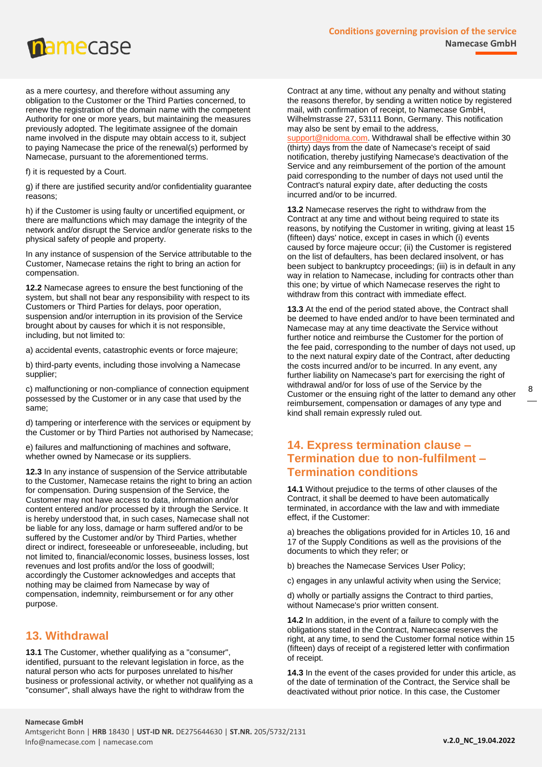as a mere courtesy, and therefore without assuming any obligation to the Customer or the Third Parties concerned, to renew the registration of the domain name with the competent Authority for one or more years, but maintaining the measures previously adopted. The legitimate assignee of the domain name involved in the dispute may obtain access to it, subject to paying Namecase the price of the renewal(s) performed by Namecase, pursuant to the aforementioned terms.

f) it is requested by a Court.

g) if there are justified security and/or confidentiality guarantee reasons;

h) if the Customer is using faulty or uncertified equipment, or there are malfunctions which may damage the integrity of the network and/or disrupt the Service and/or generate risks to the physical safety of people and property.

In any instance of suspension of the Service attributable to the Customer, Namecase retains the right to bring an action for compensation.

**12.2** Namecase agrees to ensure the best functioning of the system, but shall not bear any responsibility with respect to its Customers or Third Parties for delays, poor operation, suspension and/or interruption in its provision of the Service brought about by causes for which it is not responsible, including, but not limited to:

a) accidental events, catastrophic events or force majeure;

b) third-party events, including those involving a Namecase supplier;

c) malfunctioning or non-compliance of connection equipment possessed by the Customer or in any case that used by the same;

d) tampering or interference with the services or equipment by the Customer or by Third Parties not authorised by Namecase;

e) failures and malfunctioning of machines and software, whether owned by Namecase or its suppliers.

**12.3** In any instance of suspension of the Service attributable to the Customer, Namecase retains the right to bring an action for compensation. During suspension of the Service, the Customer may not have access to data, information and/or content entered and/or processed by it through the Service. It is hereby understood that, in such cases, Namecase shall not be liable for any loss, damage or harm suffered and/or to be suffered by the Customer and/or by Third Parties, whether direct or indirect, foreseeable or unforeseeable, including, but not limited to, financial/economic losses, business losses, lost revenues and lost profits and/or the loss of goodwill; accordingly the Customer acknowledges and accepts that nothing may be claimed from Namecase by way of compensation, indemnity, reimbursement or for any other purpose.

## 13. Withdrawal

**13.1** The Customer, whether qualifying as a "consumer", identified, pursuant to the relevant legislation in force, as the natural person who acts for purposes unrelated to his/her business or professional activity, or whether not qualifying as a "consumer", shall always have the right to withdraw from the Contract at any time, without any penalty and without stating the reasons therefor, by sending a written notice by registered mail, with confirmation of receipt, to Namecase GmbH, Wilhelmstrasse 27, 53111 Bonn, Germany. This notification may also be sent by email to the address, support@nidoma.com. Withdrawal shall be effective within 30 (thirty) days from the date of Namecase's receipt of said notification, thereby justifying Namecase's deactivation of the Service and any reimbursement of the portion of the amount paid corresponding to the number of days not used until the Contract's natural expiry date, after deducting the costs incurred and/or to be incurred.

**13.2** Namecase reserves the right to withdraw from the Contract at any time and without being required to state its reasons, by notifying the Customer in writing, giving at least 15 (fifteen) days' notice, except in cases in which (i) events caused by force majeure occur; (ii) the Customer is registered on the list of defaulters, has been declared insolvent, or has been subject to bankruptcy proceedings; (iii) is in default in any way in relation to Namecase, including for contracts other than this one; by virtue of which Namecase reserves the right to withdraw from this contract with immediate effect.

**13.3** At the end of the period stated above, the Contract shall be deemed to have ended and/or to have been terminated and Namecase may at any time deactivate the Service without further notice and reimburse the Customer for the portion of the fee paid, corresponding to the number of days not used, up to the next natural expiry date of the Contract, after deducting the costs incurred and/or to be incurred. In any event, any further liability on Namecase's part for exercising the right of withdrawal and/or for loss of use of the Service by the Customer or the ensuing right of the latter to demand any other reimbursement, compensation or damages of any type and kind shall remain expressly ruled out.

## 14. Express termination clause – Termination due to non-fulfilment – Termination conditions

**14.1** Without prejudice to the terms of other clauses of the Contract, it shall be deemed to have been automatically terminated, in accordance with the law and with immediate effect, if the Customer:

a) breaches the obligations provided for in Articles 10, 16 and 17 of the Supply Conditions as well as the provisions of the documents to which they refer; or

b) breaches the Namecase Services User Policy;

c) engages in any unlawful activity when using the Service;

d) wholly or partially assigns the Contract to third parties, without Namecase's prior written consent.

**14.2** In addition, in the event of a failure to comply with the obligations stated in the Contract, Namecase reserves the right, at any time, to send the Customer formal notice within 15 (fifteen) days of receipt of a registered letter with confirmation of receipt.

**14.3** In the event of the cases provided for under this article, as of the date of termination of the Contract, the Service shall be deactivated without prior notice. In this case, the Customer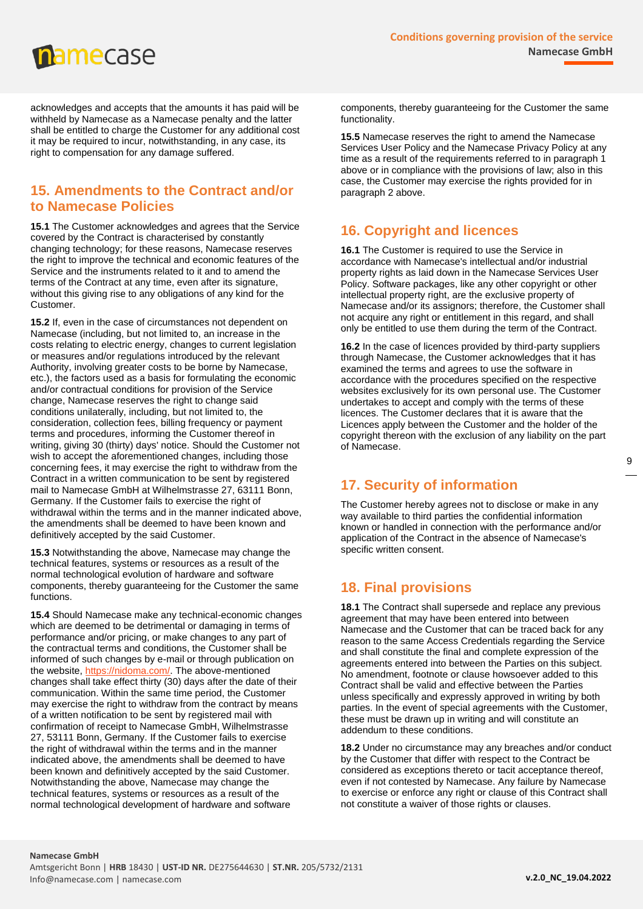acknowledges and accepts that the amounts it has paid will be withheld by Namecase as a Namecase penalty and the latter shall be entitled to charge the Customer for any additional cost it may be required to incur, notwithstanding, in any case, its right to compensation for any damage suffered.

## 15. Amendments to the Contract and/or to Namecase Policies

**15.1** The Customer acknowledges and agrees that the Service covered by the Contract is characterised by constantly changing technology; for these reasons, Namecase reserves the right to improve the technical and economic features of the Service and the instruments related to it and to amend the terms of the Contract at any time, even after its signature, without this giving rise to any obligations of any kind for the Customer.

**15.2** If, even in the case of circumstances not dependent on Namecase (including, but not limited to, an increase in the costs relating to electric energy, changes to current legislation or measures and/or regulations introduced by the relevant Authority, involving greater costs to be borne by Namecase, etc.), the factors used as a basis for formulating the economic and/or contractual conditions for provision of the Service change, Namecase reserves the right to change said conditions unilaterally, including, but not limited to, the consideration, collection fees, billing frequency or payment terms and procedures, informing the Customer thereof in writing, giving 30 (thirty) days' notice. Should the Customer not wish to accept the aforementioned changes, including those concerning fees, it may exercise the right to withdraw from the Contract in a written communication to be sent by registered mail to Namecase GmbH at Wilhelmstrasse 27, 63111 Bonn, Germany. If the Customer fails to exercise the right of withdrawal within the terms and in the manner indicated above, the amendments shall be deemed to have been known and definitively accepted by the said Customer.

**15.3** Notwithstanding the above, Namecase may change the technical features, systems or resources as a result of the normal technological evolution of hardware and software components, thereby guaranteeing for the Customer the same functions.

**15.4** Should Namecase make any technical-economic changes which are deemed to be detrimental or damaging in terms of performance and/or pricing, or make changes to any part of the contractual terms and conditions, the Customer shall be informed of such changes by e-mail or through publication on the website, https://nidoma.com/. The above-mentioned changes shall take effect thirty (30) days after the date of their communication. Within the same time period, the Customer may exercise the right to withdraw from the contract by means of a written notification to be sent by registered mail with confirmation of receipt to Namecase GmbH, Wilhelmstrasse 27, 53111 Bonn, Germany. If the Customer fails to exercise the right of withdrawal within the terms and in the manner indicated above, the amendments shall be deemed to have been known and definitively accepted by the said Customer. Notwithstanding the above, Namecase may change the technical features, systems or resources as a result of the normal technological development of hardware and software components, thereby guaranteeing for the Customer the same functionality.

**15.5** Namecase reserves the right to amend the Namecase Services User Policy and the Namecase Privacy Policy at any time as a result of the requirements referred to in paragraph 1 above or in compliance with the provisions of law; also in this case, the Customer may exercise the rights provided for in paragraph 2 above.

## 16. Copyright and licences

**16.1** The Customer is required to use the Service in accordance with Namecase's intellectual and/or industrial property rights as laid down in the Namecase Services User Policy. Software packages, like any other copyright or other intellectual property right, are the exclusive property of Namecase and/or its assignors; therefore, the Customer shall not acquire any right or entitlement in this regard, and shall only be entitled to use them during the term of the Contract.

**16.2** In the case of licences provided by third-party suppliers through Namecase, the Customer acknowledges that it has examined the terms and agrees to use the software in accordance with the procedures specified on the respective websites exclusively for its own personal use. The Customer undertakes to accept and comply with the terms of these licences. The Customer declares that it is aware that the Licences apply between the Customer and the holder of the copyright thereon with the exclusion of any liability on the part of Namecase.

## 17. Security of information

The Customer hereby agrees not to disclose or make in any way available to third parties the confidential information known or handled in connection with the performance and/or application of the Contract in the absence of Namecase's specific written consent.

## 18. Final provisions

**18.1** The Contract shall supersede and replace any previous agreement that may have been entered into between Namecase and the Customer that can be traced back for any reason to the same Access Credentials regarding the Service and shall constitute the final and complete expression of the agreements entered into between the Parties on this subject. No amendment, footnote or clause howsoever added to this Contract shall be valid and effective between the Parties unless specifically and expressly approved in writing by both parties. In the event of special agreements with the Customer, these must be drawn up in writing and will constitute an addendum to these conditions.

**18.2** Under no circumstance may any breaches and/or conduct by the Customer that differ with respect to the Contract be considered as exceptions thereto or tacit acceptance thereof, even if not contested by Namecase. Any failure by Namecase to exercise or enforce any right or clause of this Contract shall not constitute a waiver of those rights or clauses.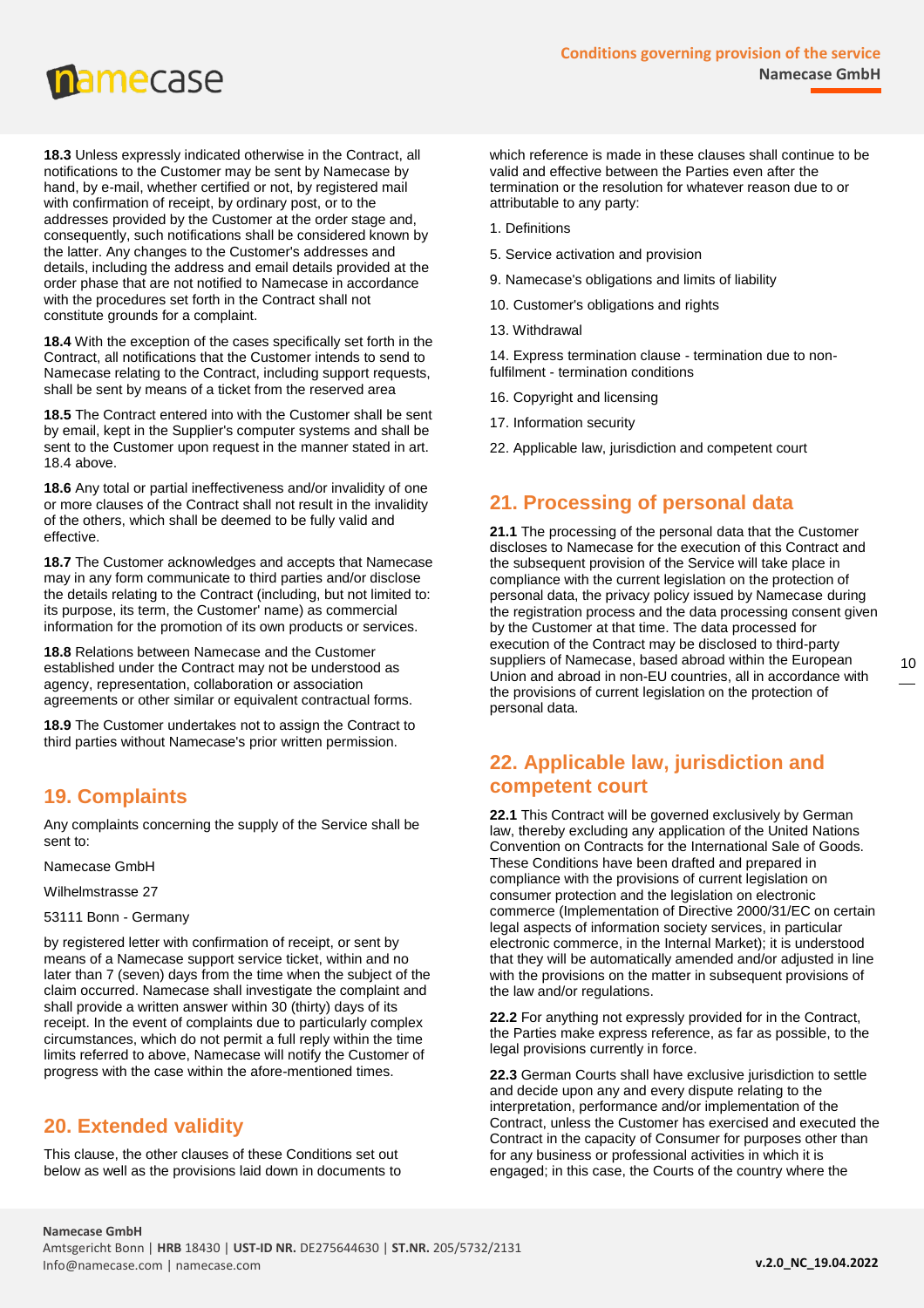**18.3** Unless expressly indicated otherwise in the Contract, all notifications to the Customer may be sent by Namecase by hand, by e-mail, whether certified or not, by registered mail with confirmation of receipt, by ordinary post, or to the addresses provided by the Customer at the order stage and, consequently, such notifications shall be considered known by the latter. Any changes to the Customer's addresses and details, including the address and email details provided at the order phase that are not notified to Namecase in accordance with the procedures set forth in the Contract shall not constitute grounds for a complaint.

**18.4** With the exception of the cases specifically set forth in the Contract, all notifications that the Customer intends to send to Namecase relating to the Contract, including support requests, shall be sent by means of a ticket from the reserved area

**18.5** The Contract entered into with the Customer shall be sent by email, kept in the Supplier's computer systems and shall be sent to the Customer upon request in the manner stated in art. 18.4 above.

**18.6** Any total or partial ineffectiveness and/or invalidity of one or more clauses of the Contract shall not result in the invalidity of the others, which shall be deemed to be fully valid and effective.

**18.7** The Customer acknowledges and accepts that Namecase may in any form communicate to third parties and/or disclose the details relating to the Contract (including, but not limited to: its purpose, its term, the Customer' name) as commercial information for the promotion of its own products or services.

**18.8** Relations between Namecase and the Customer established under the Contract may not be understood as agency, representation, collaboration or association agreements or other similar or equivalent contractual forms.

**18.9** The Customer undertakes not to assign the Contract to third parties without Namecase's prior written permission.

## 19. Complaints

Any complaints concerning the supply of the Service shall be sent to:

Namecase GmbH

Wilhelmstrasse 27

53111 Bonn - Germany

by registered letter with confirmation of receipt, or sent by means of a Namecase support service ticket, within and no later than 7 (seven) days from the time when the subject of the claim occurred. Namecase shall investigate the complaint and shall provide a written answer within 30 (thirty) days of its receipt. In the event of complaints due to particularly complex circumstances, which do not permit a full reply within the time limits referred to above, Namecase will notify the Customer of progress with the case within the afore-mentioned times.

## 20. Extended validity

This clause, the other clauses of these Conditions set out below as well as the provisions laid down in documents to which reference is made in these clauses shall continue to be valid and effective between the Parties even after the termination or the resolution for whatever reason due to or attributable to any party:

1. Definitions

5. Service activation and provision

9. Namecase's obligations and limits of liability

10. Customer's obligations and rights

13. Withdrawal

14. Express termination clause - termination due to non-fulfilment - termination conditions

16. Copyright and licensing

17. Information security

22. Applicable law, jurisdiction and competent court

## 21. Processing of personal data

**21.1** The processing of the personal data that the Customer discloses to Namecase for the execution of this Contract and the subsequent provision of the Service will take place in compliance with the current legislation on the protection of personal data, the privacy policy issued by Namecase during the registration process and the data processing consent given by the Customer at that time. The data processed for execution of the Contract may be disclosed to third-party suppliers of Namecase, based abroad within the European Union and abroad in non-EU countries, all in accordance with the provisions of current legislation on the protection of personal data.

## 22. Applicable law, jurisdiction and competent court

**22.1** This Contract will be governed exclusively by German law, thereby excluding any application of the United Nations Convention on Contracts for the International Sale of Goods. These Conditions have been drafted and prepared in compliance with the provisions of current legislation on consumer protection and the legislation on electronic commerce (Implementation of Directive 2000/31/EC on certain legal aspects of information society services, in particular electronic commerce, in the Internal Market); it is understood that they will be automatically amended and/or adjusted in line with the provisions on the matter in subsequent provisions of the law and/or regulations.

**22.2** For anything not expressly provided for in the Contract, the Parties make express reference, as far as possible, to the legal provisions currently in force.

**22.3** German Courts shall have exclusive jurisdiction to settle and decide upon any and every dispute relating to the interpretation, performance and/or implementation of the Contract, unless the Customer has exercised and executed the Contract in the capacity of Consumer for purposes other than for any business or professional activities in which it is engaged; in this case, the Courts of the country where the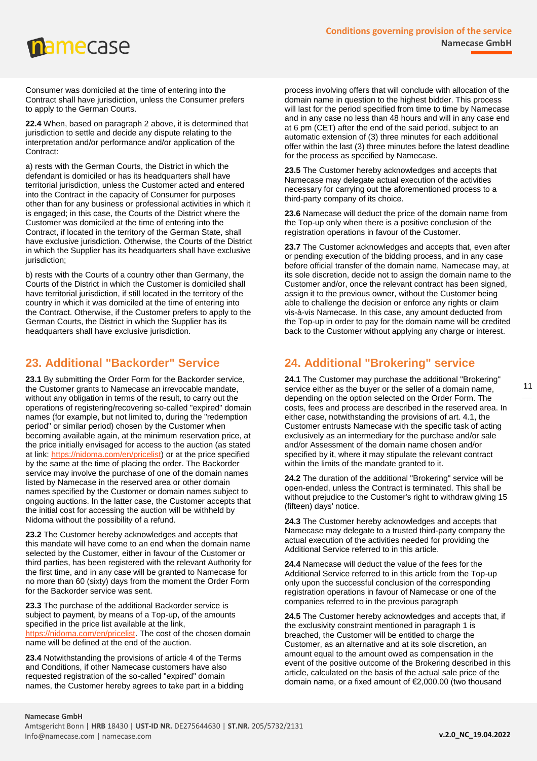Consumer was domiciled at the time of entering into the Contract shall have jurisdiction, unless the Consumer prefers to apply to the German Courts.

**22.4** When, based on paragraph 2 above, it is determined that jurisdiction to settle and decide any dispute relating to the interpretation and/or performance and/or application of the Contract:

a) rests with the German Courts, the District in which the defendant is domiciled or has its headquarters shall have territorial jurisdiction, unless the Customer acted and entered into the Contract in the capacity of Consumer for purposes other than for any business or professional activities in which it is engaged; in this case, the Courts of the District where the Customer was domiciled at the time of entering into the Contract, if located in the territory of the German State, shall have exclusive jurisdiction. Otherwise, the Courts of the District in which the Supplier has its headquarters shall have exclusive jurisdiction;

b) rests with the Courts of a country other than Germany, the Courts of the District in which the Customer is domiciled shall have territorial jurisdiction, if still located in the territory of the country in which it was domiciled at the time of entering into the Contract. Otherwise, if the Customer prefers to apply to the German Courts, the District in which the Supplier has its headquarters shall have exclusive jurisdiction.

## 23. Additional "Backorder" Service

**23.1** By submitting the Order Form for the Backorder service, the Customer grants to Namecase an irrevocable mandate, without any obligation in terms of the result, to carry out the operations of registering/recovering so-called "expired" domain names (for example, but not limited to, during the "redemption period" or similar period) chosen by the Customer when becoming available again, at the minimum reservation price, at the price initially envisaged for access to the auction (as stated at link: https://nidoma.com/en/pricelist) or at the price specified by the same at the time of placing the order. The Backorder service may involve the purchase of one of the domain names listed by Namecase in the reserved area or other domain names specified by the Customer or domain names subject to ongoing auctions. In the latter case, the Customer accepts that the initial cost for accessing the auction will be withheld by Nidoma without the possibility of a refund.

**23.2** The Customer hereby acknowledges and accepts that this mandate will have come to an end when the domain name selected by the Customer, either in favour of the Customer or third parties, has been registered with the relevant Authority for the first time, and in any case will be granted to Namecase for no more than 60 (sixty) days from the moment the Order Form for the Backorder service was sent.

**23.3** The purchase of the additional Backorder service is subject to payment, by means of a Top-up, of the amounts specified in the price list available at the link, https://nidoma.com/en/pricelist. The cost of the chosen domain name will be defined at the end of the auction.

**23.4** Notwithstanding the provisions of article 4 of the Terms and Conditions, if other Namecase customers have also requested registration of the so-called "expired" domain names, the Customer hereby agrees to take part in a bidding process involving offers that will conclude with allocation of the domain name in question to the highest bidder. This process will last for the period specified from time to time by Namecase and in any case no less than 48 hours and will in any case end at 6 pm (CET) after the end of the said period, subject to an automatic extension of (3) three minutes for each additional offer within the last (3) three minutes before the latest deadline for the process as specified by Namecase.

**23.5** The Customer hereby acknowledges and accepts that Namecase may delegate actual execution of the activities necessary for carrying out the aforementioned process to a third-party company of its choice.

**23.6** Namecase will deduct the price of the domain name from the Top-up only when there is a positive conclusion of the registration operations in favour of the Customer.

**23.7** The Customer acknowledges and accepts that, even after or pending execution of the bidding process, and in any case before official transfer of the domain name, Namecase may, at its sole discretion, decide not to assign the domain name to the Customer and/or, once the relevant contract has been signed, assign it to the previous owner, without the Customer being able to challenge the decision or enforce any rights or claim vis-à-vis Namecase. In this case, any amount deducted from the Top-up in order to pay for the domain name will be credited back to the Customer without applying any charge or interest.

## 24. Additional "Brokering" service

**24.1** The Customer may purchase the additional "Brokering" service either as the buyer or the seller of a domain name, depending on the option selected on the Order Form. The costs, fees and process are described in the reserved area. In either case, notwithstanding the provisions of art. 4.1, the Customer entrusts Namecase with the specific task of acting exclusively as an intermediary for the purchase and/or sale and/or Assessment of the domain name chosen and/or specified by it, where it may stipulate the relevant contract within the limits of the mandate granted to it.

**24.2** The duration of the additional "Brokering" service will be open-ended, unless the Contract is terminated. This shall be without prejudice to the Customer's right to withdraw giving 15 (fifteen) days' notice.

**24.3** The Customer hereby acknowledges and accepts that Namecase may delegate to a trusted third-party company the actual execution of the activities needed for providing the Additional Service referred to in this article.

**24.4** Namecase will deduct the value of the fees for the Additional Service referred to in this article from the Top-up only upon the successful conclusion of the corresponding registration operations in favour of Namecase or one of the companies referred to in the previous paragraph

**24.5** The Customer hereby acknowledges and accepts that, if the exclusivity constraint mentioned in paragraph 1 is breached, the Customer will be entitled to charge the Customer, as an alternative and at its sole discretion, an amount equal to the amount owed as compensation in the event of the positive outcome of the Brokering described in this article, calculated on the basis of the actual sale price of the domain name, or a fixed amount of €2,000.00 (two thousand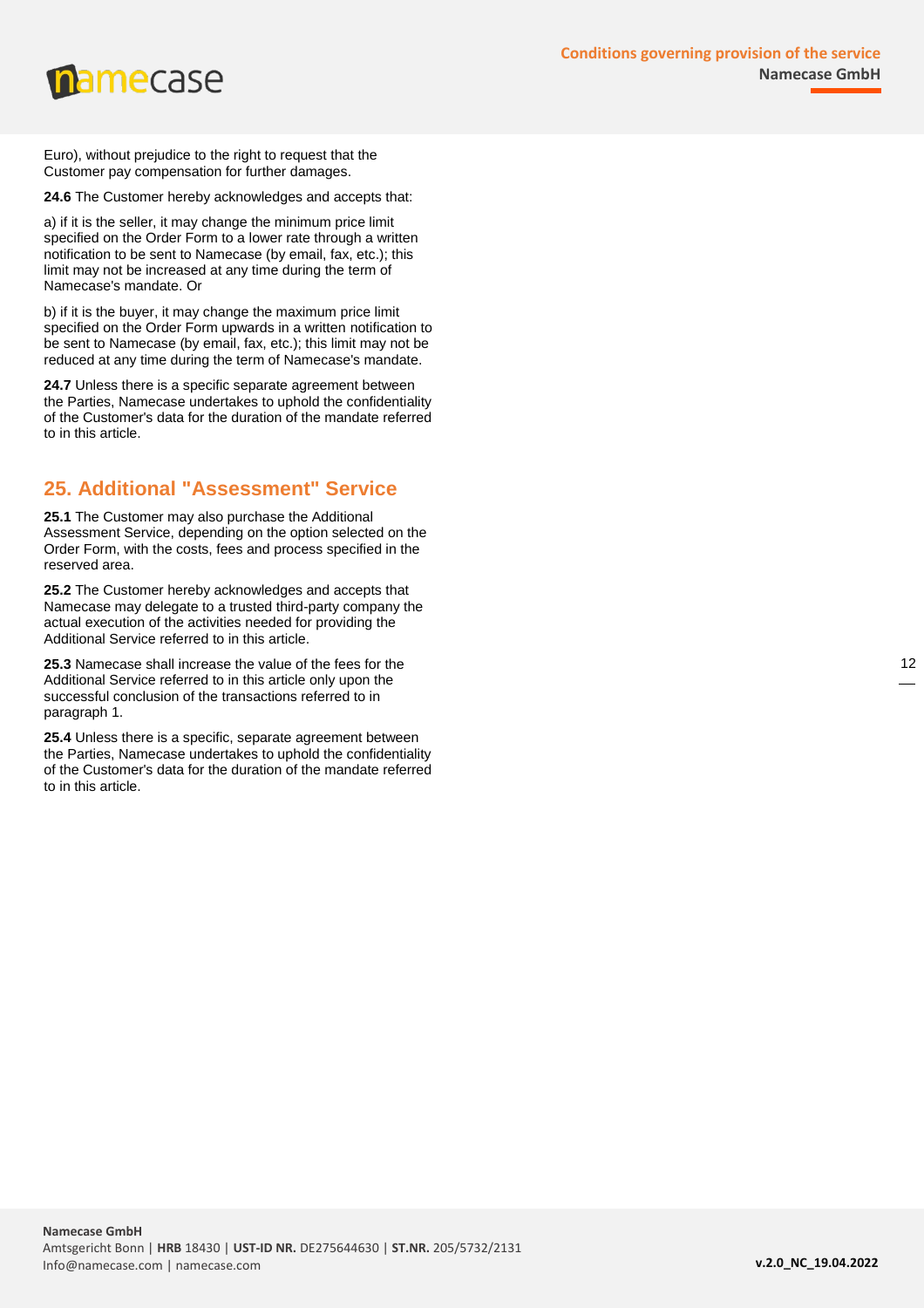Euro), without prejudice to the right to request that the Customer pay compensation for further damages.

**24.6** The Customer hereby acknowledges and accepts that:

a) if it is the seller, it may change the minimum price limit specified on the Order Form to a lower rate through a written notification to be sent to Namecase (by email, fax, etc.); this limit may not be increased at any time during the term of Namecase's mandate. Or

b) if it is the buyer, it may change the maximum price limit specified on the Order Form upwards in a written notification to be sent to Namecase (by email, fax, etc.); this limit may not be reduced at any time during the term of Namecase's mandate.

**24.7** Unless there is a specific separate agreement between the Parties, Namecase undertakes to uphold the confidentiality of the Customer's data for the duration of the mandate referred to in this article.

## 25. Additional "Assessment" Service

**25.1** The Customer may also purchase the Additional Assessment Service, depending on the option selected on the Order Form, with the costs, fees and process specified in the reserved area.

**25.2** The Customer hereby acknowledges and accepts that Namecase may delegate to a trusted third-party company the actual execution of the activities needed for providing the Additional Service referred to in this article.

**25.3** Namecase shall increase the value of the fees for the Additional Service referred to in this article only upon the successful conclusion of the transactions referred to in paragraph 1.

**25.4** Unless there is a specific, separate agreement between the Parties, Namecase undertakes to uphold the confidentiality of the Customer's data for the duration of the mandate referred to in this article.